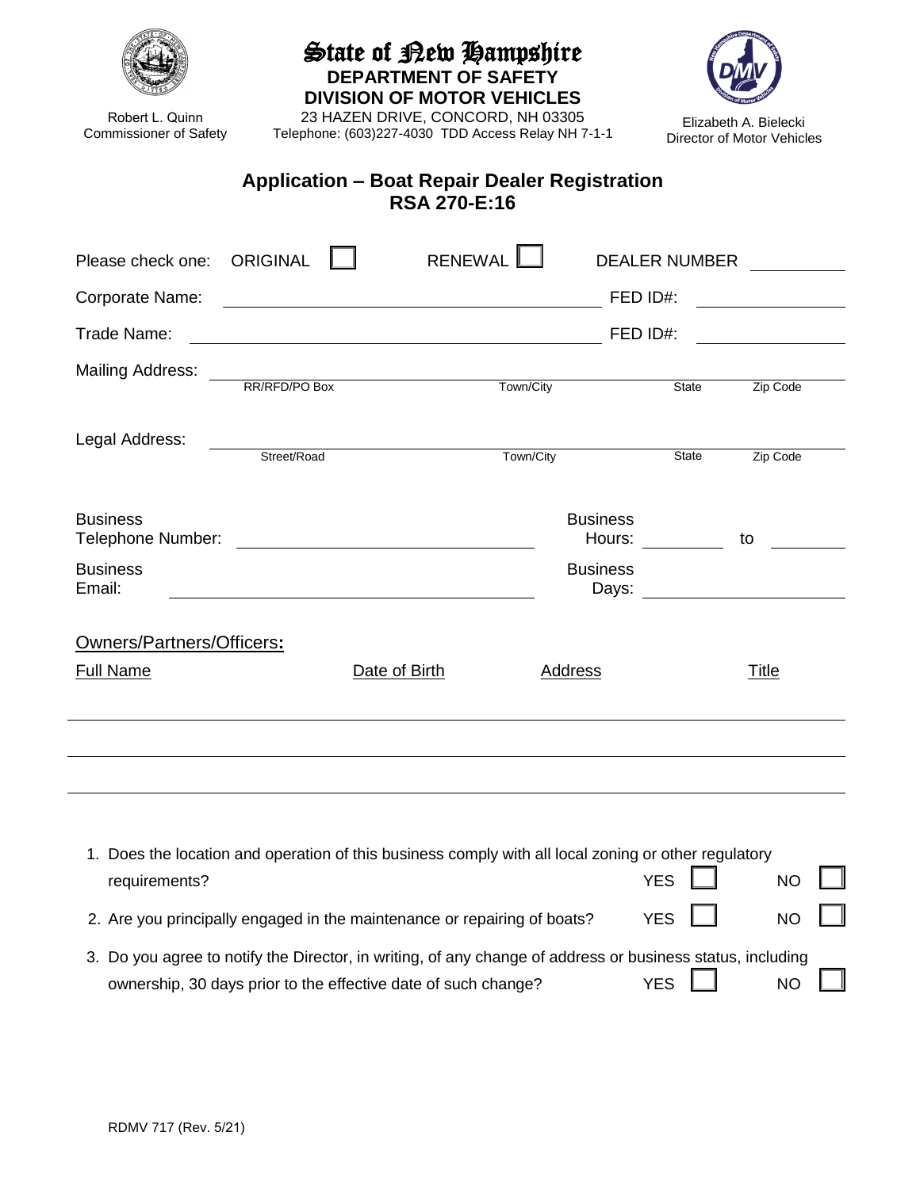# State of New Hampshire

**DEPARTMENT OF SAFETY**
**DIVISION OF MOTOR VEHICLES**
23 HAZEN DRIVE, CONCORD, NH 03305
Telephone: (603)227-4030 TDD Access Relay NH 7-1-1

Robert L. Quinn
Commissioner of Safety

Elizabeth A. Bielecki
Director of Motor Vehicles

## Application – Boat Repair Dealer Registration
## RSA 270-E:16

Please check one: ORIGINAL ☐ RENEWAL ☐ DEALER NUMBER ____________

Corporate Name: ______________________________ FED ID#: ____________

Trade Name: ______________________________ FED ID#: ____________

Mailing Address: ______________________________
RR/RFD/PO Box — Town/City — State — Zip Code

Legal Address: ______________________________
Street/Road — Town/City — State — Zip Code

Business Telephone Number: ______________________ Business Hours: ________ to ________

Business Email: ______________________ Business Days: ________________

Owners/Partners/Officers:

| Full Name | Date of Birth | Address | Title |
|---|---|---|---|
| | | | |
| | | | |
| | | | |

1. Does the location and operation of this business comply with all local zoning or other regulatory requirements? YES ☐ NO ☐
2. Are you principally engaged in the maintenance or repairing of boats? YES ☐ NO ☐
3. Do you agree to notify the Director, in writing, of any change of address or business status, including ownership, 30 days prior to the effective date of such change? YES ☐ NO ☐

RDMV 717 (Rev. 5/21)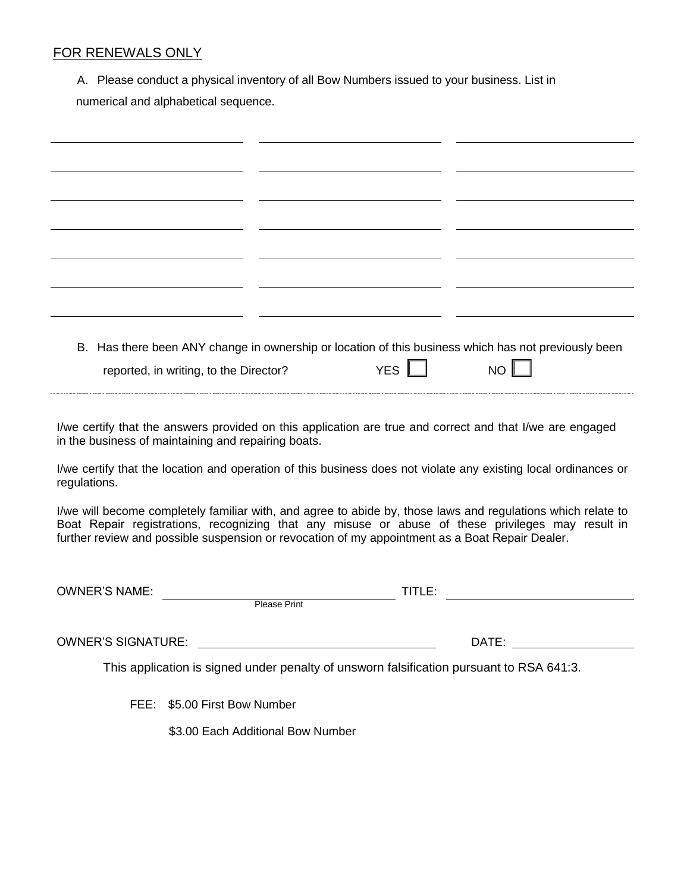FOR RENEWALS ONLY

A. Please conduct a physical inventory of all Bow Numbers issued to your business. List in numerical and alphabetical sequence.

| | | |
|---|---|---|
| | | |
| | | |
| | | |
| | | |
| | | |
| | | |
| | | |

B. Has there been ANY change in ownership or location of this business which has not previously been reported, in writing, to the Director? YES ☐ NO ☐

---

I/we certify that the answers provided on this application are true and correct and that I/we are engaged in the business of maintaining and repairing boats.

I/we certify that the location and operation of this business does not violate any existing local ordinances or regulations.

I/we will become completely familiar with, and agree to abide by, those laws and regulations which relate to Boat Repair registrations, recognizing that any misuse or abuse of these privileges may result in further review and possible suspension or revocation of my appointment as a Boat Repair Dealer.

OWNER'S NAME: ______________________ (Please Print) TITLE: ______________________

OWNER'S SIGNATURE: ______________________ DATE: ______________

This application is signed under penalty of unsworn falsification pursuant to RSA 641:3.

FEE: $5.00 First Bow Number

$3.00 Each Additional Bow Number